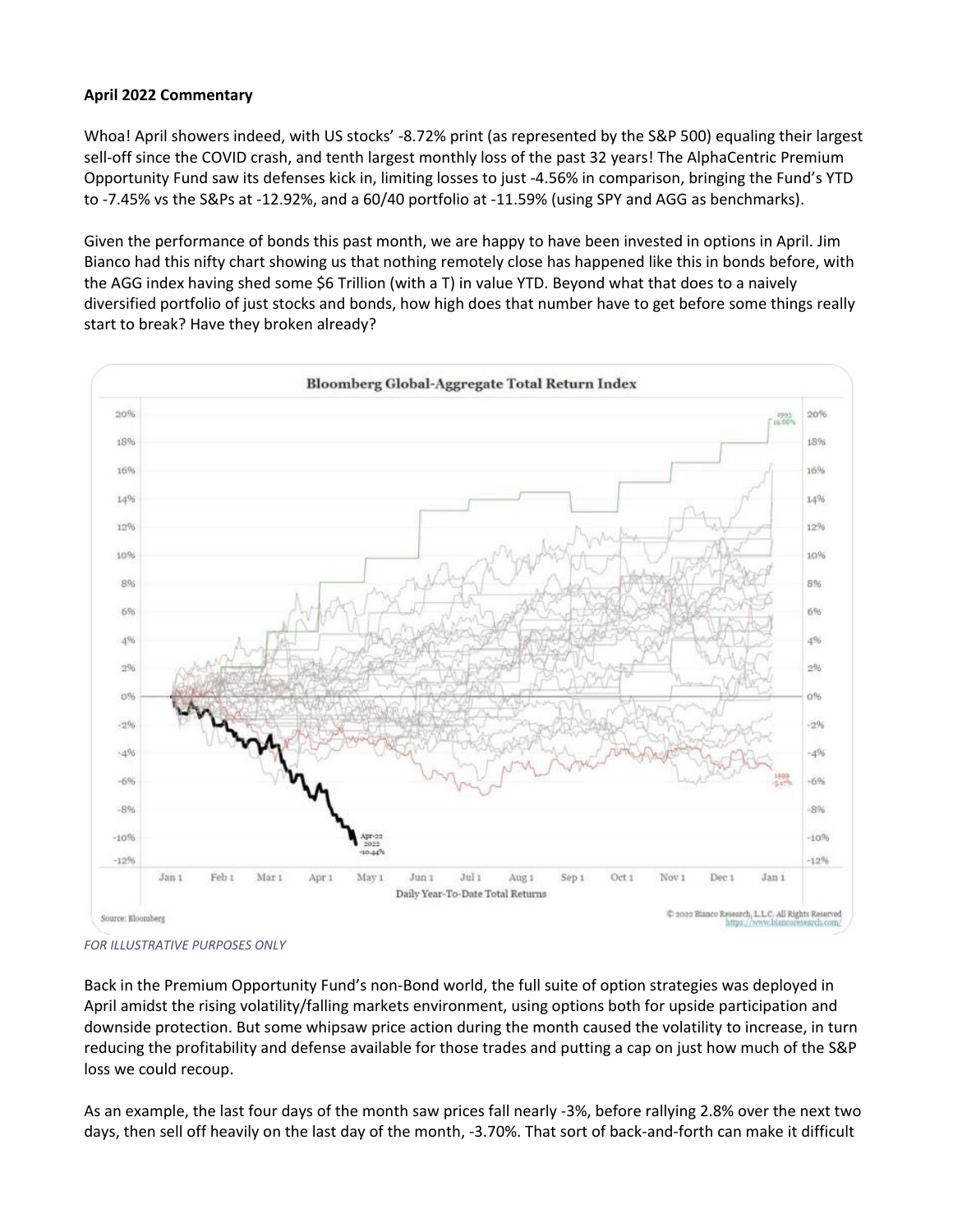**April 2022 Commentary**

Whoa! April showers indeed, with US stocks' -8.72% print (as represented by the S&P 500) equaling their largest sell-off since the COVID crash, and tenth largest monthly loss of the past 32 years! The AlphaCentric Premium Opportunity Fund saw its defenses kick in, limiting losses to just -4.56% in comparison, bringing the Fund's YTD to -7.45% vs the S&Ps at -12.92%, and a 60/40 portfolio at -11.59% (using SPY and AGG as benchmarks).

Given the performance of bonds this past month, we are happy to have been invested in options in April. Jim Bianco had this nifty chart showing us that nothing remotely close has happened like this in bonds before, with the AGG index having shed some $6 Trillion (with a T) in value YTD. Beyond what that does to a naively diversified portfolio of just stocks and bonds, how high does that number have to get before some things really start to break? Have they broken already?

*FOR ILLUSTRATIVE PURPOSES ONLY*

Back in the Premium Opportunity Fund's non-Bond world, the full suite of option strategies was deployed in April amidst the rising volatility/falling markets environment, using options both for upside participation and downside protection. But some whipsaw price action during the month caused the volatility to increase, in turn reducing the profitability and defense available for those trades and putting a cap on just how much of the S&P loss we could recoup.

As an example, the last four days of the month saw prices fall nearly -3%, before rallying 2.8% over the next two days, then sell off heavily on the last day of the month, -3.70%. That sort of back-and-forth can make it difficult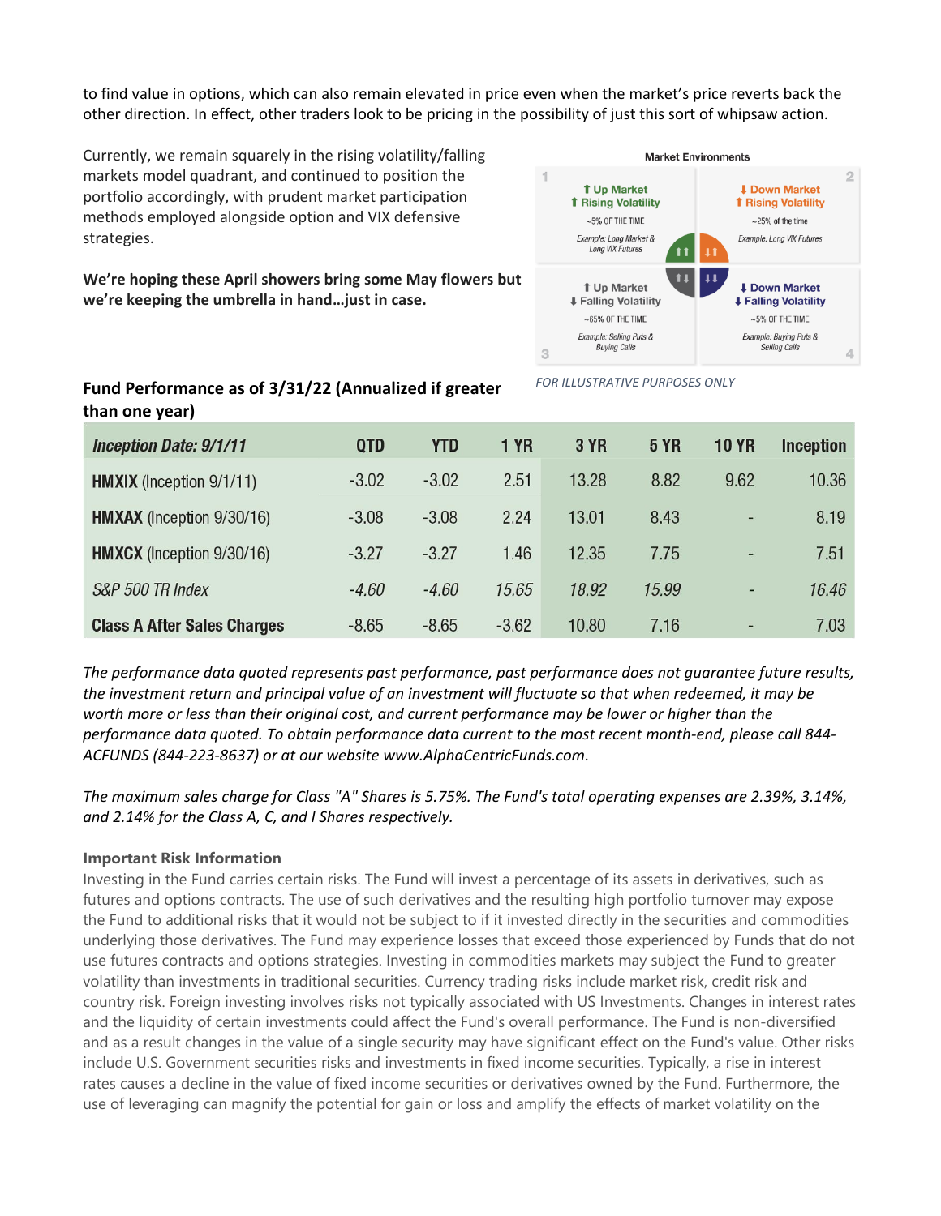to find value in options, which can also remain elevated in price even when the market's price reverts back the other direction. In effect, other traders look to be pricing in the possibility of just this sort of whipsaw action.

Currently, we remain squarely in the rising volatility/falling markets model quadrant, and continued to position the portfolio accordingly, with prudent market participation methods employed alongside option and VIX defensive strategies.

**We're hoping these April showers bring some May flowers but we're keeping the umbrella in hand…just in case.**

**Market Environments**

| | |
|---|---|
| 1 ⬆ Up Market ⬆ Rising Volatility ~5% OF THE TIME *Example: Long Market & Long VIX Futures* | 2 ⬇ Down Market ⬆ Rising Volatility ~25% of the time *Example: Long VIX Futures* |
| 3 ⬆ Up Market ⬇ Falling Volatility ~65% OF THE TIME *Example: Selling Puts & Buying Calls* | 4 ⬇ Down Market ⬇ Falling Volatility ~5% OF THE TIME *Example: Buying Puts & Selling Calls* |

*FOR ILLUSTRATIVE PURPOSES ONLY*

### Fund Performance as of 3/31/22 (Annualized if greater than one year)

| *Inception Date: 9/1/11* | QTD | YTD | 1 YR | 3 YR | 5 YR | 10 YR | Inception |
|---|---|---|---|---|---|---|---|
| **HMXIX** (Inception 9/1/11) | -3.02 | -3.02 | 2.51 | 13.28 | 8.82 | 9.62 | 10.36 |
| **HMXAX** (Inception 9/30/16) | -3.08 | -3.08 | 2.24 | 13.01 | 8.43 | - | 8.19 |
| **HMXCX** (Inception 9/30/16) | -3.27 | -3.27 | 1.46 | 12.35 | 7.75 | - | 7.51 |
| *S&P 500 TR Index* | *-4.60* | *-4.60* | *15.65* | *18.92* | *15.99* | - | *16.46* |
| **Class A After Sales Charges** | -8.65 | -8.65 | -3.62 | 10.80 | 7.16 | - | 7.03 |

*The performance data quoted represents past performance, past performance does not guarantee future results, the investment return and principal value of an investment will fluctuate so that when redeemed, it may be worth more or less than their original cost, and current performance may be lower or higher than the performance data quoted. To obtain performance data current to the most recent month-end, please call 844-ACFUNDS (844-223-8637) or at our website www.AlphaCentricFunds.com.*

*The maximum sales charge for Class "A" Shares is 5.75%. The Fund's total operating expenses are 2.39%, 3.14%, and 2.14% for the Class A, C, and I Shares respectively.*

#### Important Risk Information

Investing in the Fund carries certain risks. The Fund will invest a percentage of its assets in derivatives, such as futures and options contracts. The use of such derivatives and the resulting high portfolio turnover may expose the Fund to additional risks that it would not be subject to if it invested directly in the securities and commodities underlying those derivatives. The Fund may experience losses that exceed those experienced by Funds that do not use futures contracts and options strategies. Investing in commodities markets may subject the Fund to greater volatility than investments in traditional securities. Currency trading risks include market risk, credit risk and country risk. Foreign investing involves risks not typically associated with US Investments. Changes in interest rates and the liquidity of certain investments could affect the Fund's overall performance. The Fund is non-diversified and as a result changes in the value of a single security may have significant effect on the Fund's value. Other risks include U.S. Government securities risks and investments in fixed income securities. Typically, a rise in interest rates causes a decline in the value of fixed income securities or derivatives owned by the Fund. Furthermore, the use of leveraging can magnify the potential for gain or loss and amplify the effects of market volatility on the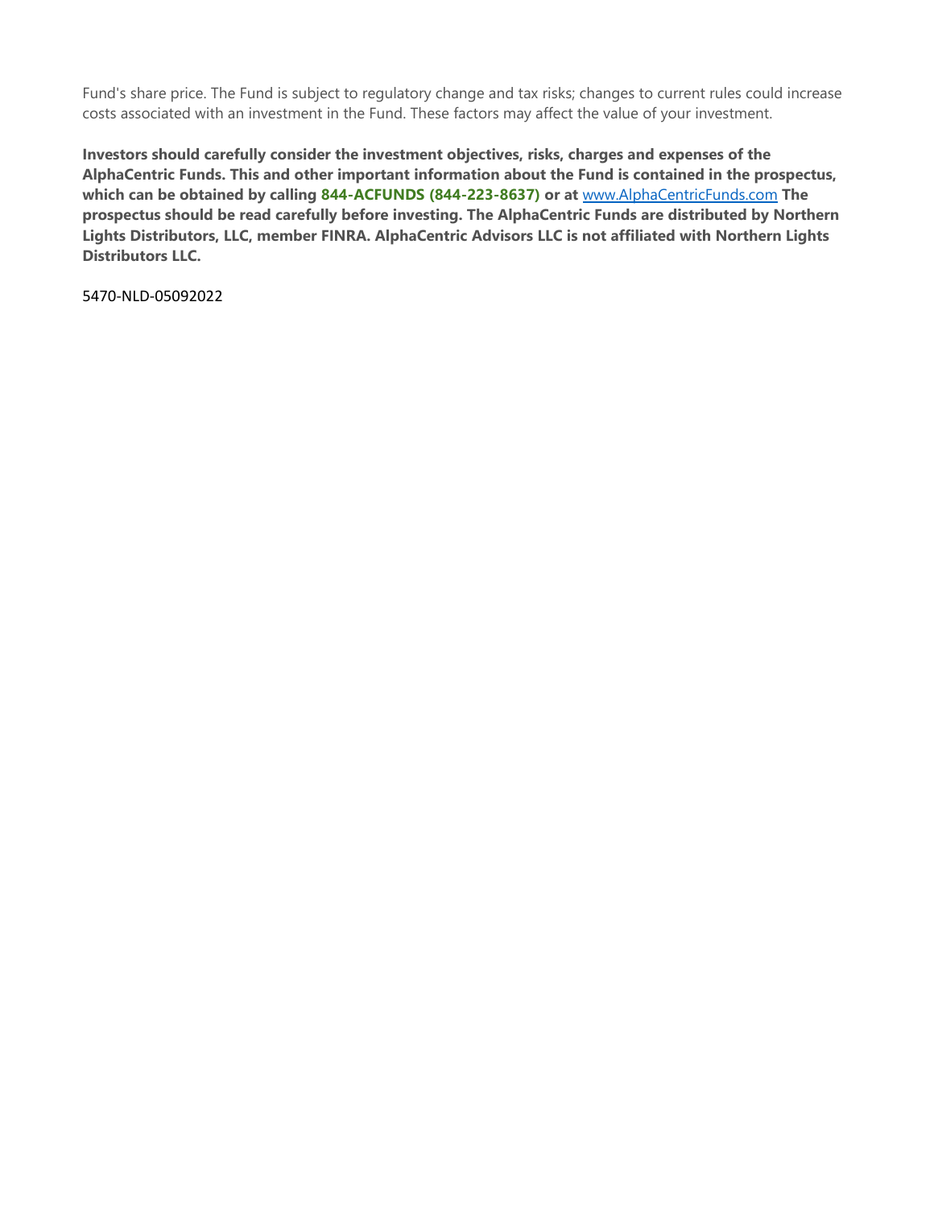Fund's share price. The Fund is subject to regulatory change and tax risks; changes to current rules could increase costs associated with an investment in the Fund. These factors may affect the value of your investment.

**Investors should carefully consider the investment objectives, risks, charges and expenses of the AlphaCentric Funds. This and other important information about the Fund is contained in the prospectus, which can be obtained by calling 844-ACFUNDS (844-223-8637) or at** www.AlphaCentricFunds.com **The prospectus should be read carefully before investing. The AlphaCentric Funds are distributed by Northern Lights Distributors, LLC, member FINRA. AlphaCentric Advisors LLC is not affiliated with Northern Lights Distributors LLC.**

5470-NLD-05092022